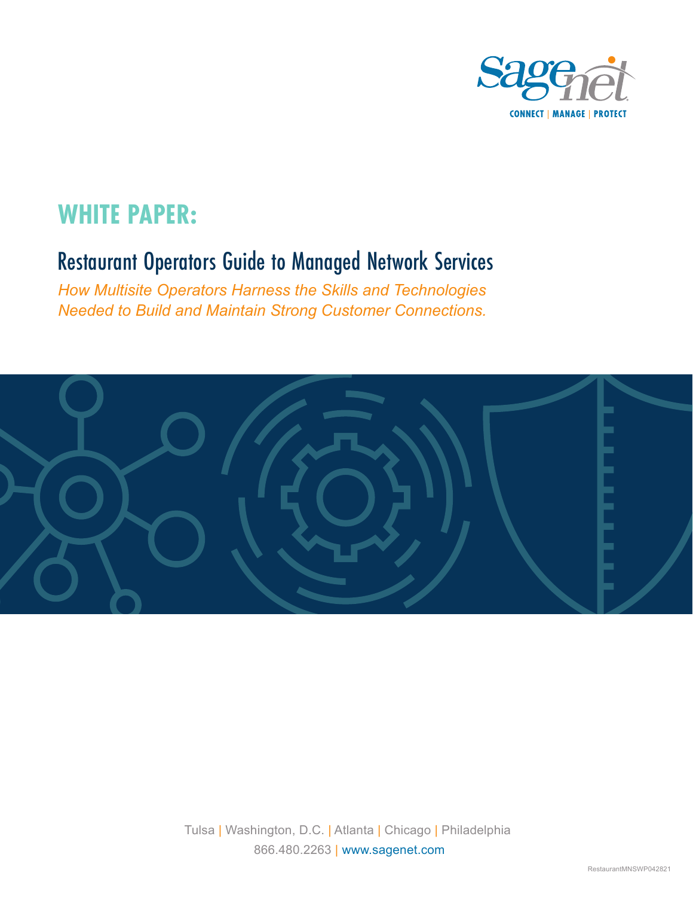Sagenet
CONNECT | MANAGE | PROTECT

# WHITE PAPER:

## Restaurant Operators Guide to Managed Network Services

*How Multisite Operators Harness the Skills and Technologies Needed to Build and Maintain Strong Customer Connections.*

Tulsa | Washington, D.C. | Atlanta | Chicago | Philadelphia
866.480.2263 | www.sagenet.com

RestaurantMNSWP042821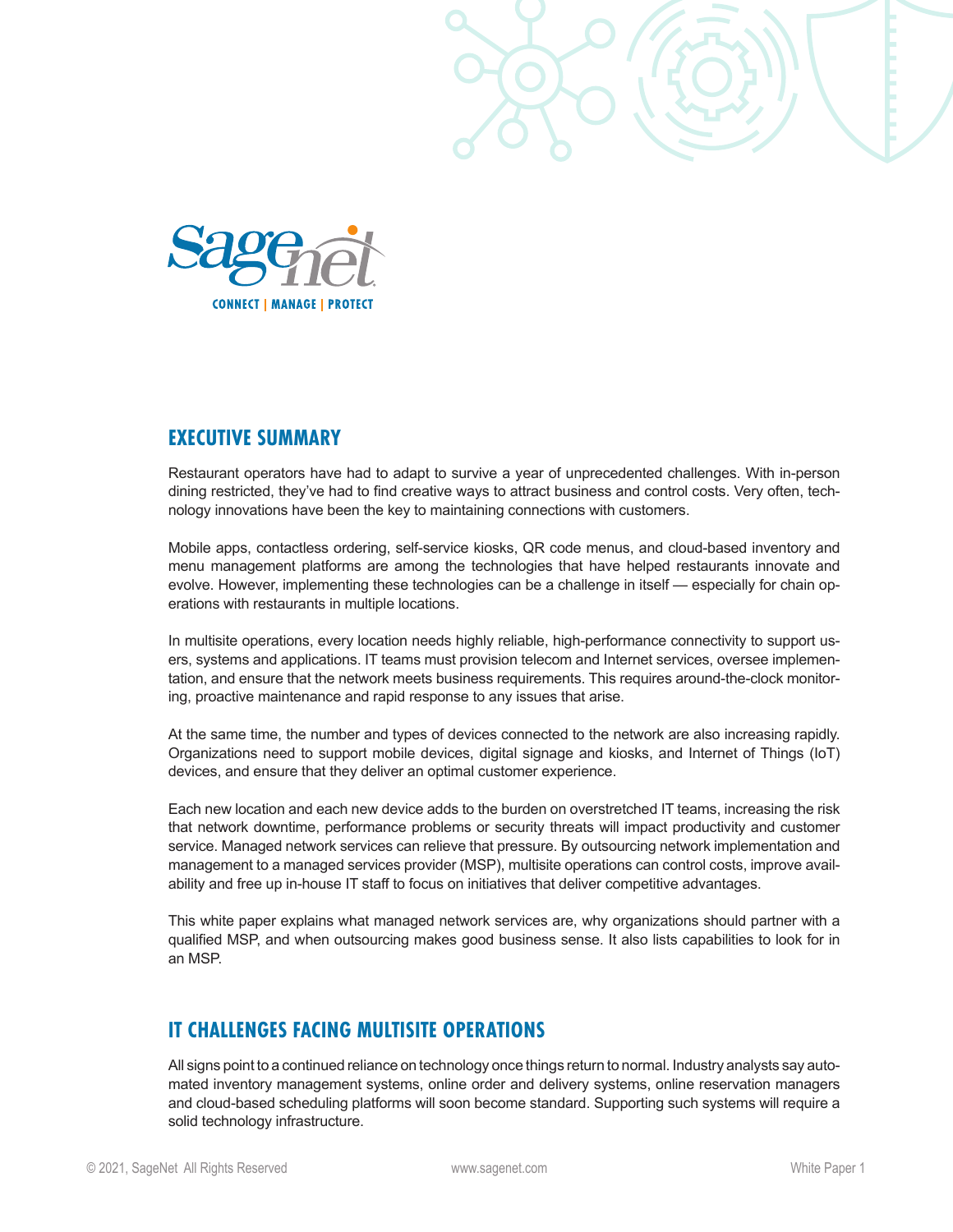## EXECUTIVE SUMMARY

Restaurant operators have had to adapt to survive a year of unprecedented challenges. With in-person dining restricted, they've had to find creative ways to attract business and control costs. Very often, technology innovations have been the key to maintaining connections with customers.

Mobile apps, contactless ordering, self-service kiosks, QR code menus, and cloud-based inventory and menu management platforms are among the technologies that have helped restaurants innovate and evolve. However, implementing these technologies can be a challenge in itself — especially for chain operations with restaurants in multiple locations.

In multisite operations, every location needs highly reliable, high-performance connectivity to support users, systems and applications. IT teams must provision telecom and Internet services, oversee implementation, and ensure that the network meets business requirements. This requires around-the-clock monitoring, proactive maintenance and rapid response to any issues that arise.

At the same time, the number and types of devices connected to the network are also increasing rapidly. Organizations need to support mobile devices, digital signage and kiosks, and Internet of Things (IoT) devices, and ensure that they deliver an optimal customer experience.

Each new location and each new device adds to the burden on overstretched IT teams, increasing the risk that network downtime, performance problems or security threats will impact productivity and customer service. Managed network services can relieve that pressure. By outsourcing network implementation and management to a managed services provider (MSP), multisite operations can control costs, improve availability and free up in-house IT staff to focus on initiatives that deliver competitive advantages.

This white paper explains what managed network services are, why organizations should partner with a qualified MSP, and when outsourcing makes good business sense. It also lists capabilities to look for in an MSP.

## IT CHALLENGES FACING MULTISITE OPERATIONS

All signs point to a continued reliance on technology once things return to normal. Industry analysts say automated inventory management systems, online order and delivery systems, online reservation managers and cloud-based scheduling platforms will soon become standard. Supporting such systems will require a solid technology infrastructure.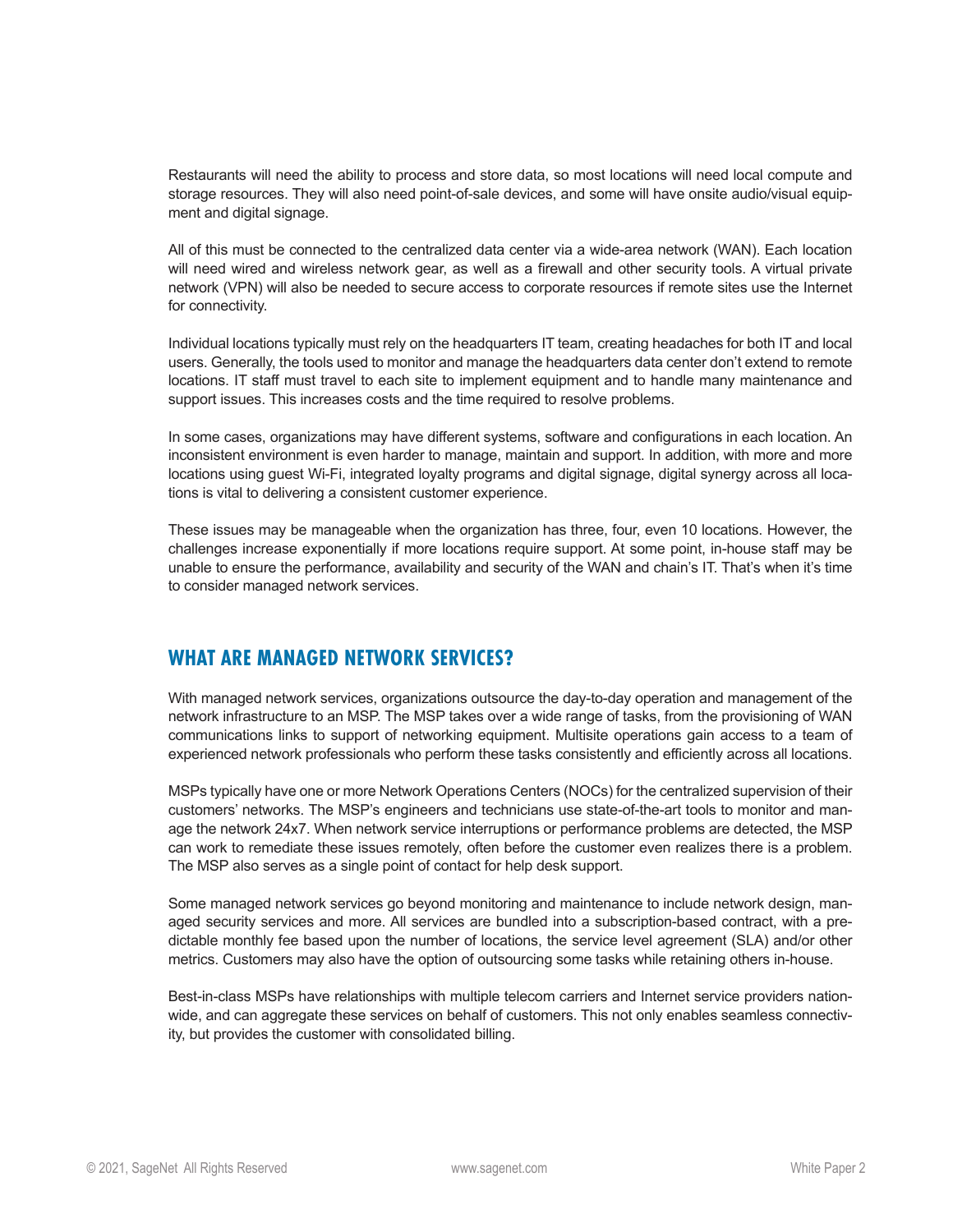Restaurants will need the ability to process and store data, so most locations will need local compute and storage resources. They will also need point-of-sale devices, and some will have onsite audio/visual equipment and digital signage.

All of this must be connected to the centralized data center via a wide-area network (WAN). Each location will need wired and wireless network gear, as well as a firewall and other security tools. A virtual private network (VPN) will also be needed to secure access to corporate resources if remote sites use the Internet for connectivity.

Individual locations typically must rely on the headquarters IT team, creating headaches for both IT and local users. Generally, the tools used to monitor and manage the headquarters data center don't extend to remote locations. IT staff must travel to each site to implement equipment and to handle many maintenance and support issues. This increases costs and the time required to resolve problems.

In some cases, organizations may have different systems, software and configurations in each location. An inconsistent environment is even harder to manage, maintain and support. In addition, with more and more locations using guest Wi-Fi, integrated loyalty programs and digital signage, digital synergy across all locations is vital to delivering a consistent customer experience.

These issues may be manageable when the organization has three, four, even 10 locations. However, the challenges increase exponentially if more locations require support. At some point, in-house staff may be unable to ensure the performance, availability and security of the WAN and chain's IT. That's when it's time to consider managed network services.

## WHAT ARE MANAGED NETWORK SERVICES?

With managed network services, organizations outsource the day-to-day operation and management of the network infrastructure to an MSP. The MSP takes over a wide range of tasks, from the provisioning of WAN communications links to support of networking equipment. Multisite operations gain access to a team of experienced network professionals who perform these tasks consistently and efficiently across all locations.

MSPs typically have one or more Network Operations Centers (NOCs) for the centralized supervision of their customers' networks. The MSP's engineers and technicians use state-of-the-art tools to monitor and manage the network 24x7. When network service interruptions or performance problems are detected, the MSP can work to remediate these issues remotely, often before the customer even realizes there is a problem. The MSP also serves as a single point of contact for help desk support.

Some managed network services go beyond monitoring and maintenance to include network design, managed security services and more. All services are bundled into a subscription-based contract, with a predictable monthly fee based upon the number of locations, the service level agreement (SLA) and/or other metrics. Customers may also have the option of outsourcing some tasks while retaining others in-house.

Best-in-class MSPs have relationships with multiple telecom carriers and Internet service providers nationwide, and can aggregate these services on behalf of customers. This not only enables seamless connectivity, but provides the customer with consolidated billing.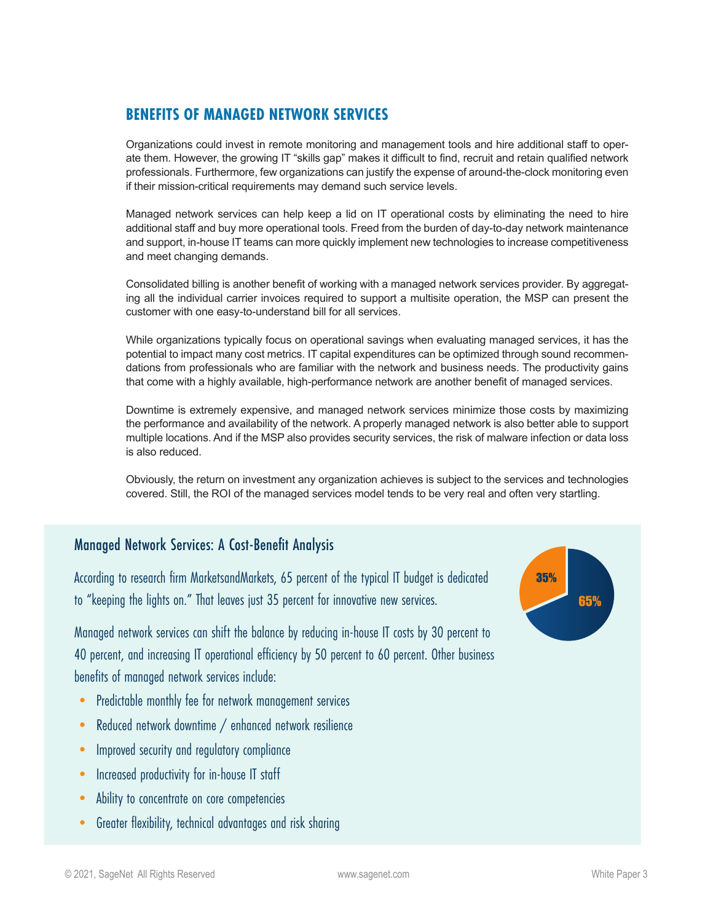## BENEFITS OF MANAGED NETWORK SERVICES

Organizations could invest in remote monitoring and management tools and hire additional staff to operate them. However, the growing IT "skills gap" makes it difficult to find, recruit and retain qualified network professionals. Furthermore, few organizations can justify the expense of around-the-clock monitoring even if their mission-critical requirements may demand such service levels.

Managed network services can help keep a lid on IT operational costs by eliminating the need to hire additional staff and buy more operational tools. Freed from the burden of day-to-day network maintenance and support, in-house IT teams can more quickly implement new technologies to increase competitiveness and meet changing demands.

Consolidated billing is another benefit of working with a managed network services provider. By aggregating all the individual carrier invoices required to support a multisite operation, the MSP can present the customer with one easy-to-understand bill for all services.

While organizations typically focus on operational savings when evaluating managed services, it has the potential to impact many cost metrics. IT capital expenditures can be optimized through sound recommendations from professionals who are familiar with the network and business needs. The productivity gains that come with a highly available, high-performance network are another benefit of managed services.

Downtime is extremely expensive, and managed network services minimize those costs by maximizing the performance and availability of the network. A properly managed network is also better able to support multiple locations. And if the MSP also provides security services, the risk of malware infection or data loss is also reduced.

Obviously, the return on investment any organization achieves is subject to the services and technologies covered. Still, the ROI of the managed services model tends to be very real and often very startling.

### Managed Network Services: A Cost-Benefit Analysis

According to research firm MarketsandMarkets, 65 percent of the typical IT budget is dedicated to "keeping the lights on." That leaves just 35 percent for innovative new services.

35%

65%

Managed network services can shift the balance by reducing in-house IT costs by 30 percent to 40 percent, and increasing IT operational efficiency by 50 percent to 60 percent. Other business benefits of managed network services include:

- Predictable monthly fee for network management services
- Reduced network downtime / enhanced network resilience
- Improved security and regulatory compliance
- Increased productivity for in-house IT staff
- Ability to concentrate on core competencies
- Greater flexibility, technical advantages and risk sharing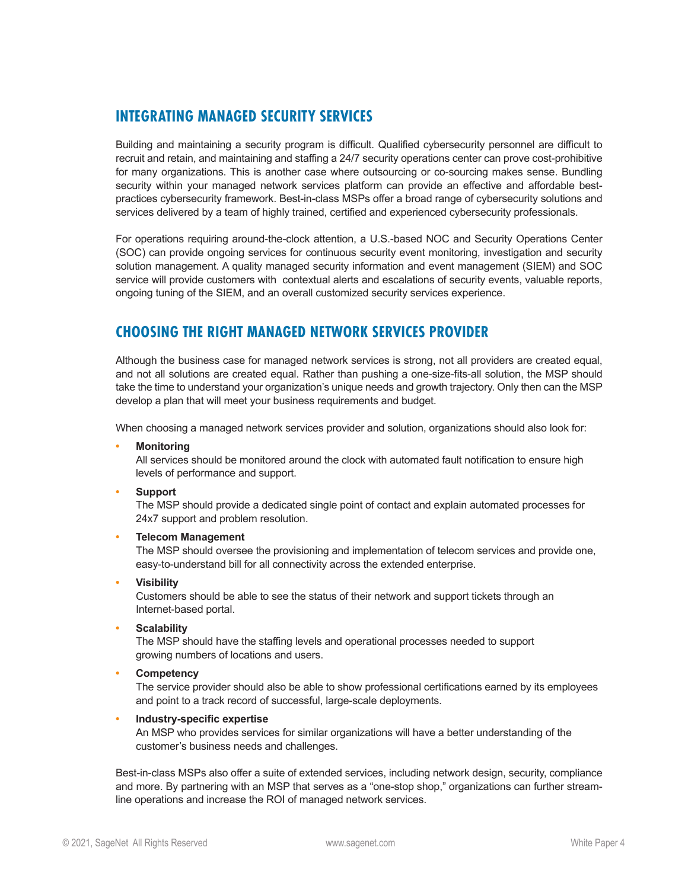## INTEGRATING MANAGED SECURITY SERVICES

Building and maintaining a security program is difficult. Qualified cybersecurity personnel are difficult to recruit and retain, and maintaining and staffing a 24/7 security operations center can prove cost-prohibitive for many organizations. This is another case where outsourcing or co-sourcing makes sense. Bundling security within your managed network services platform can provide an effective and affordable best-practices cybersecurity framework. Best-in-class MSPs offer a broad range of cybersecurity solutions and services delivered by a team of highly trained, certified and experienced cybersecurity professionals.

For operations requiring around-the-clock attention, a U.S.-based NOC and Security Operations Center (SOC) can provide ongoing services for continuous security event monitoring, investigation and security solution management. A quality managed security information and event management (SIEM) and SOC service will provide customers with contextual alerts and escalations of security events, valuable reports, ongoing tuning of the SIEM, and an overall customized security services experience.

## CHOOSING THE RIGHT MANAGED NETWORK SERVICES PROVIDER

Although the business case for managed network services is strong, not all providers are created equal, and not all solutions are created equal. Rather than pushing a one-size-fits-all solution, the MSP should take the time to understand your organization's unique needs and growth trajectory. Only then can the MSP develop a plan that will meet your business requirements and budget.

When choosing a managed network services provider and solution, organizations should also look for:

- **Monitoring**
  All services should be monitored around the clock with automated fault notification to ensure high levels of performance and support.
- **Support**
  The MSP should provide a dedicated single point of contact and explain automated processes for 24x7 support and problem resolution.
- **Telecom Management**
  The MSP should oversee the provisioning and implementation of telecom services and provide one, easy-to-understand bill for all connectivity across the extended enterprise.
- **Visibility**
  Customers should be able to see the status of their network and support tickets through an Internet-based portal.
- **Scalability**
  The MSP should have the staffing levels and operational processes needed to support growing numbers of locations and users.
- **Competency**
  The service provider should also be able to show professional certifications earned by its employees and point to a track record of successful, large-scale deployments.
- **Industry-specific expertise**
  An MSP who provides services for similar organizations will have a better understanding of the customer's business needs and challenges.

Best-in-class MSPs also offer a suite of extended services, including network design, security, compliance and more. By partnering with an MSP that serves as a "one-stop shop," organizations can further streamline operations and increase the ROI of managed network services.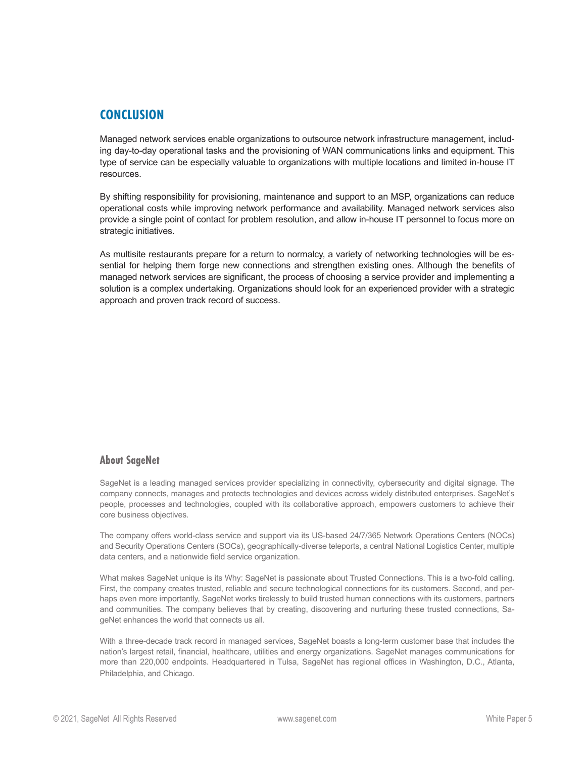## CONCLUSION

Managed network services enable organizations to outsource network infrastructure management, including day-to-day operational tasks and the provisioning of WAN communications links and equipment. This type of service can be especially valuable to organizations with multiple locations and limited in-house IT resources.

By shifting responsibility for provisioning, maintenance and support to an MSP, organizations can reduce operational costs while improving network performance and availability. Managed network services also provide a single point of contact for problem resolution, and allow in-house IT personnel to focus more on strategic initiatives.

As multisite restaurants prepare for a return to normalcy, a variety of networking technologies will be essential for helping them forge new connections and strengthen existing ones. Although the benefits of managed network services are significant, the process of choosing a service provider and implementing a solution is a complex undertaking. Organizations should look for an experienced provider with a strategic approach and proven track record of success.

### About SageNet

SageNet is a leading managed services provider specializing in connectivity, cybersecurity and digital signage. The company connects, manages and protects technologies and devices across widely distributed enterprises. SageNet's people, processes and technologies, coupled with its collaborative approach, empowers customers to achieve their core business objectives.

The company offers world-class service and support via its US-based 24/7/365 Network Operations Centers (NOCs) and Security Operations Centers (SOCs), geographically-diverse teleports, a central National Logistics Center, multiple data centers, and a nationwide field service organization.

What makes SageNet unique is its Why: SageNet is passionate about Trusted Connections. This is a two-fold calling. First, the company creates trusted, reliable and secure technological connections for its customers. Second, and perhaps even more importantly, SageNet works tirelessly to build trusted human connections with its customers, partners and communities. The company believes that by creating, discovering and nurturing these trusted connections, SageNet enhances the world that connects us all.

With a three-decade track record in managed services, SageNet boasts a long-term customer base that includes the nation's largest retail, financial, healthcare, utilities and energy organizations. SageNet manages communications for more than 220,000 endpoints. Headquartered in Tulsa, SageNet has regional offices in Washington, D.C., Atlanta, Philadelphia, and Chicago.

© 2021, SageNet All Rights Reserved www.sagenet.com